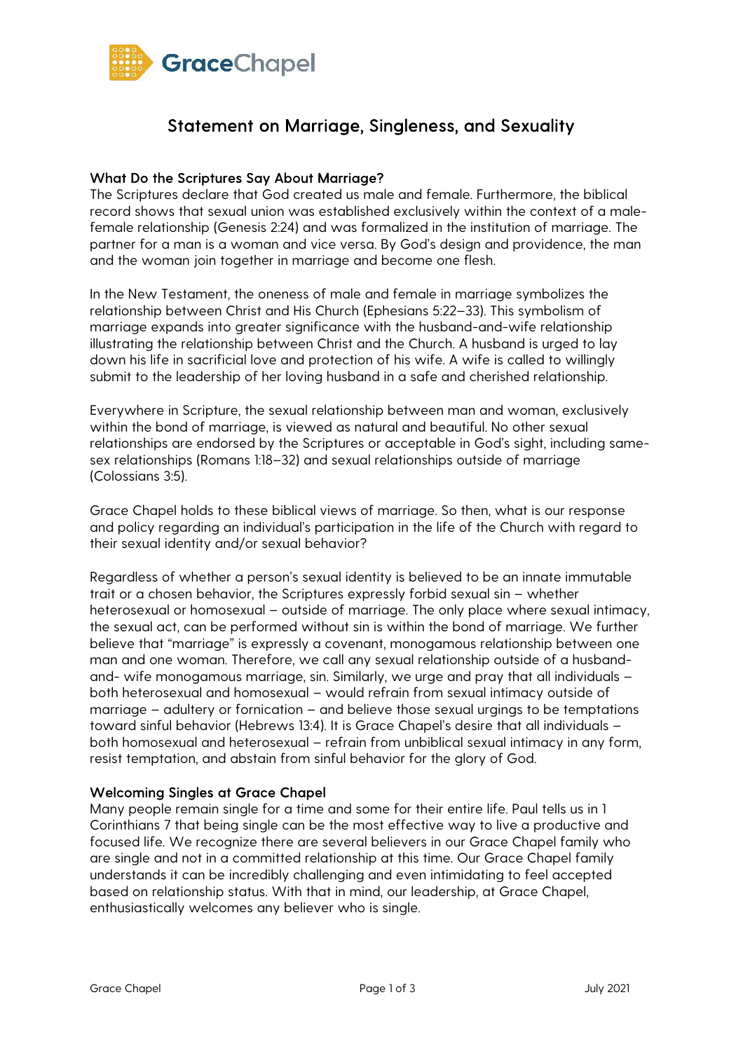GraceChapel

# Statement on Marriage, Singleness, and Sexuality

## What Do the Scriptures Say About Marriage?

The Scriptures declare that God created us male and female. Furthermore, the biblical record shows that sexual union was established exclusively within the context of a male-female relationship (Genesis 2:24) and was formalized in the institution of marriage. The partner for a man is a woman and vice versa. By God's design and providence, the man and the woman join together in marriage and become one flesh.

In the New Testament, the oneness of male and female in marriage symbolizes the relationship between Christ and His Church (Ephesians 5:22–33). This symbolism of marriage expands into greater significance with the husband-and-wife relationship illustrating the relationship between Christ and the Church. A husband is urged to lay down his life in sacrificial love and protection of his wife. A wife is called to willingly submit to the leadership of her loving husband in a safe and cherished relationship.

Everywhere in Scripture, the sexual relationship between man and woman, exclusively within the bond of marriage, is viewed as natural and beautiful. No other sexual relationships are endorsed by the Scriptures or acceptable in God's sight, including same-sex relationships (Romans 1:18–32) and sexual relationships outside of marriage (Colossians 3:5).

Grace Chapel holds to these biblical views of marriage. So then, what is our response and policy regarding an individual's participation in the life of the Church with regard to their sexual identity and/or sexual behavior?

Regardless of whether a person's sexual identity is believed to be an innate immutable trait or a chosen behavior, the Scriptures expressly forbid sexual sin – whether heterosexual or homosexual – outside of marriage. The only place where sexual intimacy, the sexual act, can be performed without sin is within the bond of marriage. We further believe that "marriage" is expressly a covenant, monogamous relationship between one man and one woman. Therefore, we call any sexual relationship outside of a husband-and- wife monogamous marriage, sin. Similarly, we urge and pray that all individuals – both heterosexual and homosexual – would refrain from sexual intimacy outside of marriage – adultery or fornication – and believe those sexual urgings to be temptations toward sinful behavior (Hebrews 13:4). It is Grace Chapel's desire that all individuals – both homosexual and heterosexual – refrain from unbiblical sexual intimacy in any form, resist temptation, and abstain from sinful behavior for the glory of God.

## Welcoming Singles at Grace Chapel

Many people remain single for a time and some for their entire life. Paul tells us in 1 Corinthians 7 that being single can be the most effective way to live a productive and focused life. We recognize there are several believers in our Grace Chapel family who are single and not in a committed relationship at this time. Our Grace Chapel family understands it can be incredibly challenging and even intimidating to feel accepted based on relationship status. With that in mind, our leadership, at Grace Chapel, enthusiastically welcomes any believer who is single.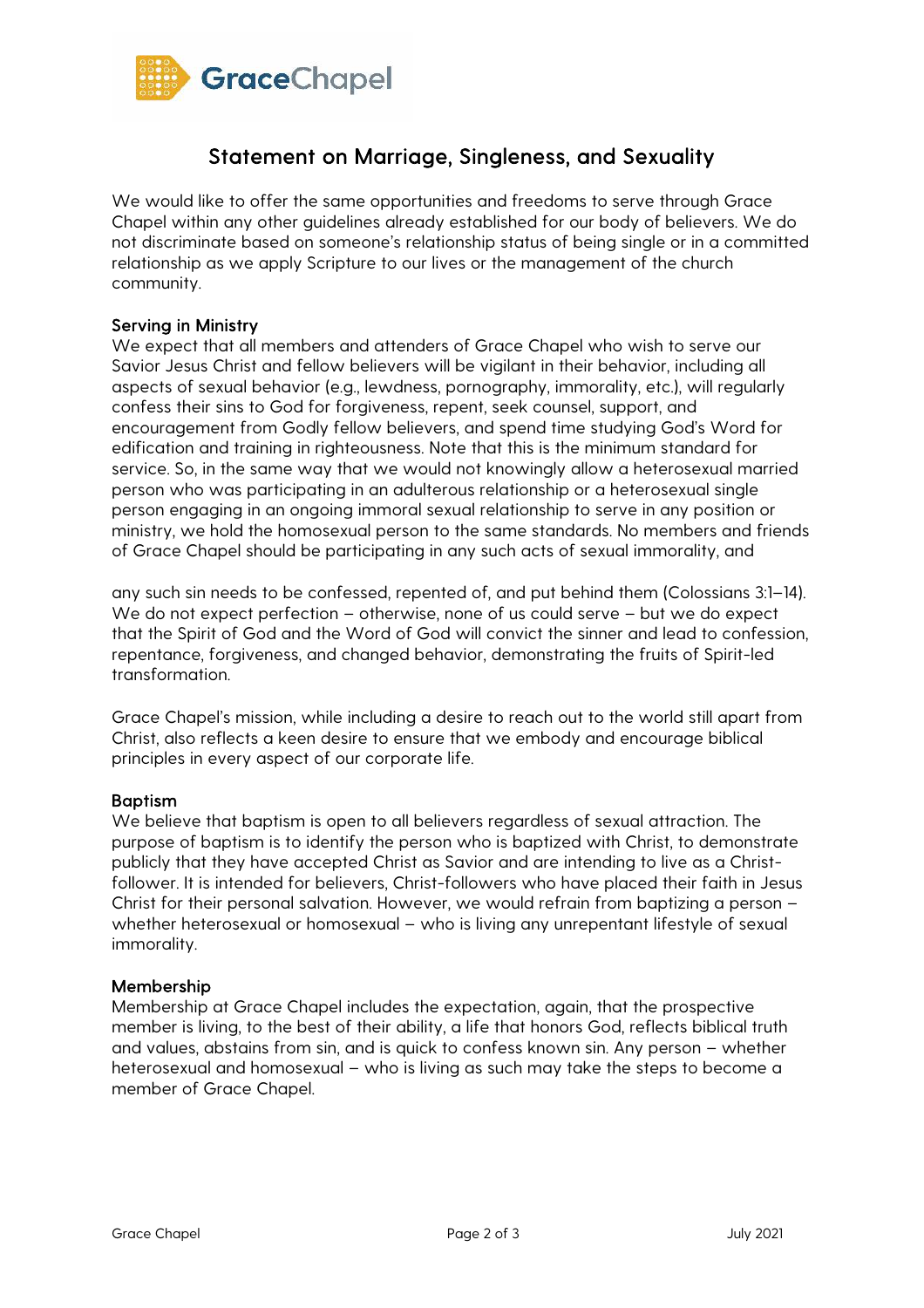## Statement on Marriage, Singleness, and Sexuality

We would like to offer the same opportunities and freedoms to serve through Grace Chapel within any other guidelines already established for our body of believers. We do not discriminate based on someone's relationship status of being single or in a committed relationship as we apply Scripture to our lives or the management of the church community.

### Serving in Ministry

We expect that all members and attenders of Grace Chapel who wish to serve our Savior Jesus Christ and fellow believers will be vigilant in their behavior, including all aspects of sexual behavior (e.g., lewdness, pornography, immorality, etc.), will regularly confess their sins to God for forgiveness, repent, seek counsel, support, and encouragement from Godly fellow believers, and spend time studying God's Word for edification and training in righteousness. Note that this is the minimum standard for service. So, in the same way that we would not knowingly allow a heterosexual married person who was participating in an adulterous relationship or a heterosexual single person engaging in an ongoing immoral sexual relationship to serve in any position or ministry, we hold the homosexual person to the same standards. No members and friends of Grace Chapel should be participating in any such acts of sexual immorality, and any such sin needs to be confessed, repented of, and put behind them (Colossians 3:1–14). We do not expect perfection – otherwise, none of us could serve – but we do expect that the Spirit of God and the Word of God will convict the sinner and lead to confession, repentance, forgiveness, and changed behavior, demonstrating the fruits of Spirit-led transformation.

Grace Chapel's mission, while including a desire to reach out to the world still apart from Christ, also reflects a keen desire to ensure that we embody and encourage biblical principles in every aspect of our corporate life.

### Baptism

We believe that baptism is open to all believers regardless of sexual attraction. The purpose of baptism is to identify the person who is baptized with Christ, to demonstrate publicly that they have accepted Christ as Savior and are intending to live as a Christ-follower. It is intended for believers, Christ-followers who have placed their faith in Jesus Christ for their personal salvation. However, we would refrain from baptizing a person – whether heterosexual or homosexual – who is living any unrepentant lifestyle of sexual immorality.

### Membership

Membership at Grace Chapel includes the expectation, again, that the prospective member is living, to the best of their ability, a life that honors God, reflects biblical truth and values, abstains from sin, and is quick to confess known sin. Any person – whether heterosexual and homosexual – who is living as such may take the steps to become a member of Grace Chapel.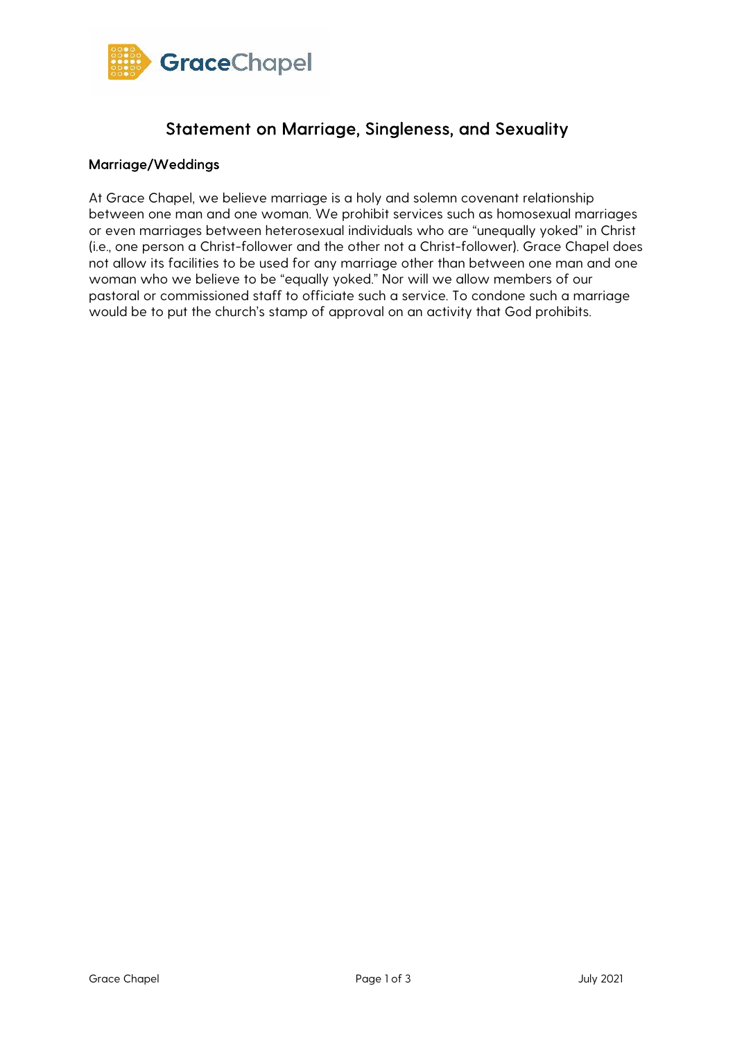# Statement on Marriage, Singleness, and Sexuality

## Marriage/Weddings

At Grace Chapel, we believe marriage is a holy and solemn covenant relationship between one man and one woman. We prohibit services such as homosexual marriages or even marriages between heterosexual individuals who are "unequally yoked" in Christ (i.e., one person a Christ-follower and the other not a Christ-follower). Grace Chapel does not allow its facilities to be used for any marriage other than between one man and one woman who we believe to be "equally yoked." Nor will we allow members of our pastoral or commissioned staff to officiate such a service. To condone such a marriage would be to put the church's stamp of approval on an activity that God prohibits.